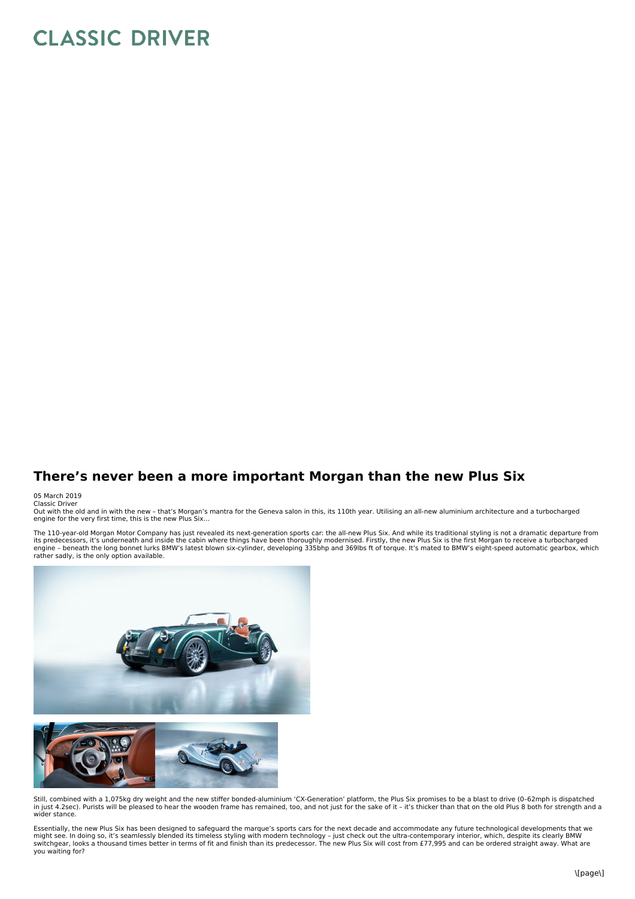# CLASSIC DRIVER

## There's never been a more important Morgan than the new Plus Six

05 March 2019
Classic Driver
Out with the old and in with the new – that's Morgan's mantra for the Geneva salon in this, its 110th year. Utilising an all-new aluminium architecture and a turbocharged engine for the very first time, this is the new Plus Six...

The 110-year-old Morgan Motor Company has just revealed its next-generation sports car: the all-new Plus Six. And while its traditional styling is not a dramatic departure from its predecessors, it's underneath and inside the cabin where things have been thoroughly modernised. Firstly, the new Plus Six is the first Morgan to receive a turbocharged engine – beneath the long bonnet lurks BMW's latest blown six-cylinder, developing 335bhp and 369lbs ft of torque. It's mated to BMW's eight-speed automatic gearbox, which rather sadly, is the only option available.

Still, combined with a 1,075kg dry weight and the new stiffer bonded-aluminium 'CX-Generation' platform, the Plus Six promises to be a blast to drive (0–62mph is dispatched in just 4.2sec). Purists will be pleased to hear the wooden frame has remained, too, and not just for the sake of it – it's thicker than that on the old Plus 8 both for strength and a wider stance.

Essentially, the new Plus Six has been designed to safeguard the marque's sports cars for the next decade and accommodate any future technological developments that we might see. In doing so, it's seamlessly blended its timeless styling with modern technology – just check out the ultra-contemporary interior, which, despite its clearly BMW switchgear, looks a thousand times better in terms of fit and finish than its predecessor. The new Plus Six will cost from £77,995 and can be ordered straight away. What are you waiting for?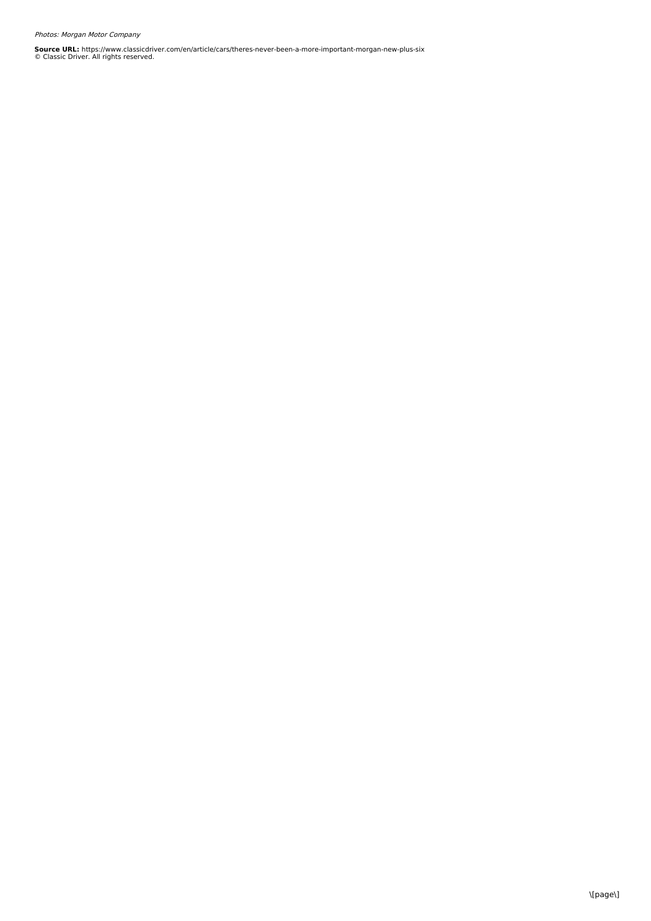*Photos: Morgan Motor Company*

**Source URL:** https://www.classicdriver.com/en/article/cars/theres-never-been-a-more-important-morgan-new-plus-six
© Classic Driver. All rights reserved.